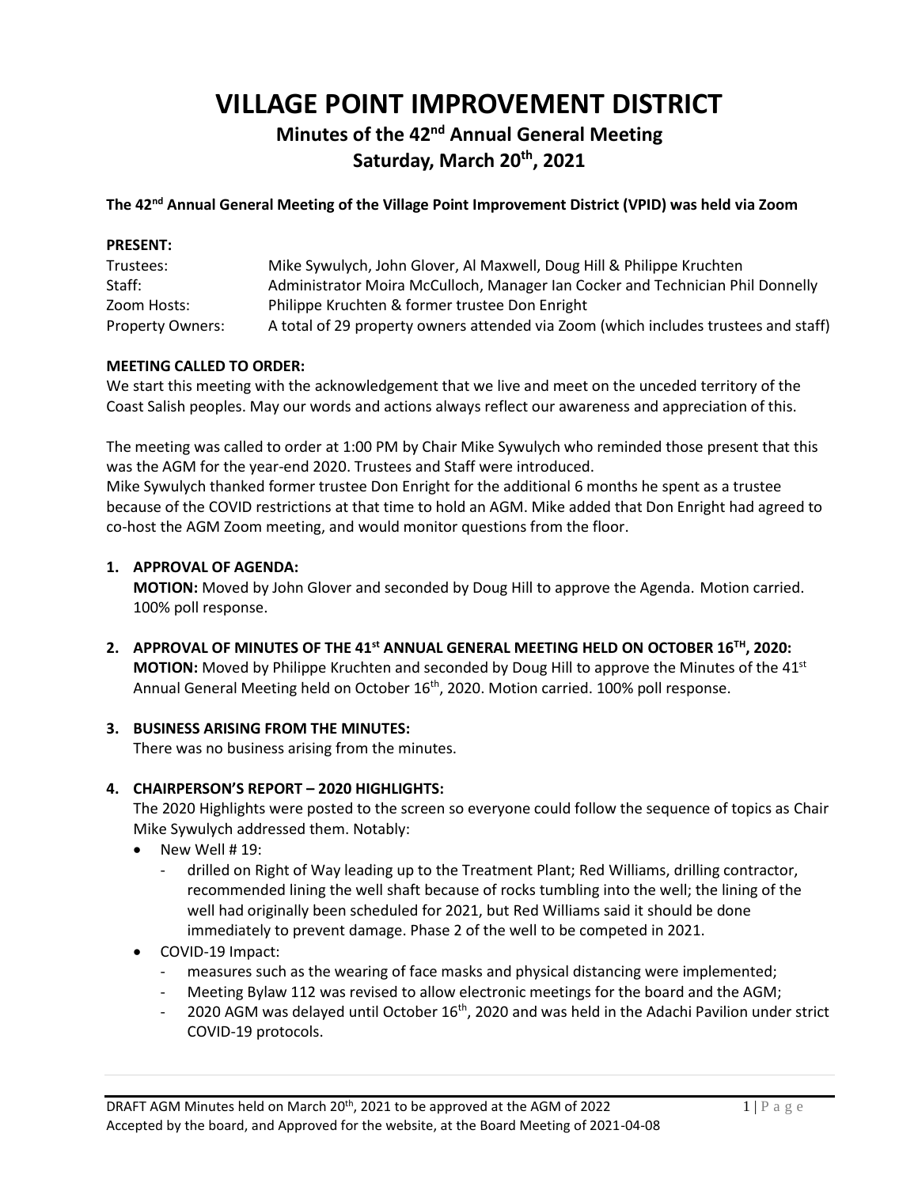# VILLAGE POINT IMPROVEMENT DISTRICT

## Minutes of the 42nd Annual General Meeting
## Saturday, March 20th, 2021

**The 42nd Annual General Meeting of the Village Point Improvement District (VPID) was held via Zoom**

**PRESENT:**

| | |
|---|---|
| Trustees: | Mike Sywulych, John Glover, Al Maxwell, Doug Hill & Philippe Kruchten |
| Staff: | Administrator Moira McCulloch, Manager Ian Cocker and Technician Phil Donnelly |
| Zoom Hosts: | Philippe Kruchten & former trustee Don Enright |
| Property Owners: | A total of 29 property owners attended via Zoom (which includes trustees and staff) |

**MEETING CALLED TO ORDER:**

We start this meeting with the acknowledgement that we live and meet on the unceded territory of the Coast Salish peoples. May our words and actions always reflect our awareness and appreciation of this.

The meeting was called to order at 1:00 PM by Chair Mike Sywulych who reminded those present that this was the AGM for the year-end 2020. Trustees and Staff were introduced.

Mike Sywulych thanked former trustee Don Enright for the additional 6 months he spent as a trustee because of the COVID restrictions at that time to hold an AGM. Mike added that Don Enright had agreed to co-host the AGM Zoom meeting, and would monitor questions from the floor.

1. **APPROVAL OF AGENDA:**
   **MOTION:** Moved by John Glover and seconded by Doug Hill to approve the Agenda. Motion carried. 100% poll response.

2. **APPROVAL OF MINUTES OF THE 41st ANNUAL GENERAL MEETING HELD ON OCTOBER 16TH, 2020:**
   **MOTION:** Moved by Philippe Kruchten and seconded by Doug Hill to approve the Minutes of the 41st Annual General Meeting held on October 16th, 2020. Motion carried. 100% poll response.

3. **BUSINESS ARISING FROM THE MINUTES:**
   There was no business arising from the minutes.

4. **CHAIRPERSON'S REPORT – 2020 HIGHLIGHTS:**
   The 2020 Highlights were posted to the screen so everyone could follow the sequence of topics as Chair Mike Sywulych addressed them. Notably:
   - New Well # 19:
     - drilled on Right of Way leading up to the Treatment Plant; Red Williams, drilling contractor, recommended lining the well shaft because of rocks tumbling into the well; the lining of the well had originally been scheduled for 2021, but Red Williams said it should be done immediately to prevent damage. Phase 2 of the well to be competed in 2021.
   - COVID-19 Impact:
     - measures such as the wearing of face masks and physical distancing were implemented;
     - Meeting Bylaw 112 was revised to allow electronic meetings for the board and the AGM;
     - 2020 AGM was delayed until October 16th, 2020 and was held in the Adachi Pavilion under strict COVID-19 protocols.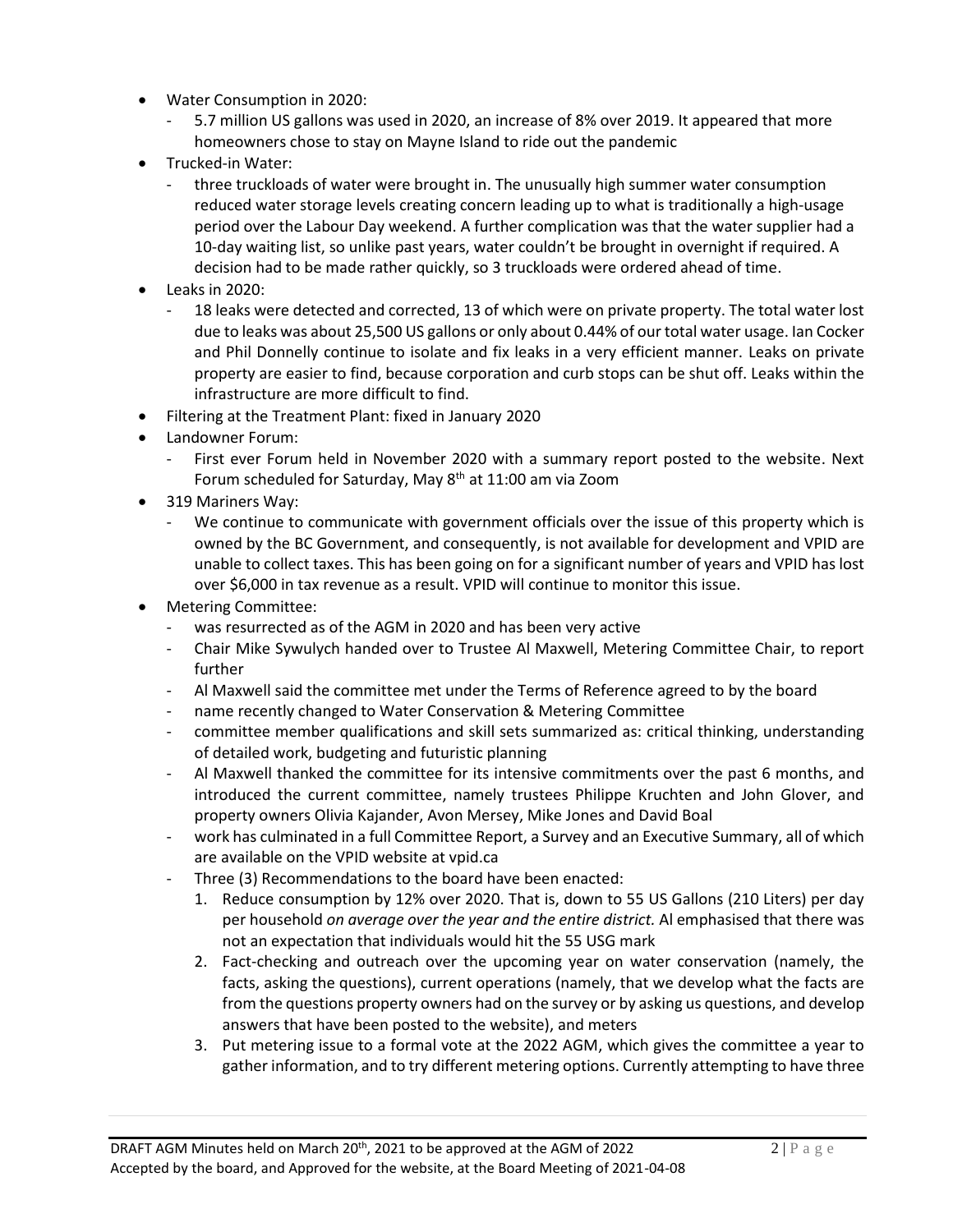- Water Consumption in 2020:
  - 5.7 million US gallons was used in 2020, an increase of 8% over 2019. It appeared that more homeowners chose to stay on Mayne Island to ride out the pandemic
- Trucked-in Water:
  - three truckloads of water were brought in. The unusually high summer water consumption reduced water storage levels creating concern leading up to what is traditionally a high-usage period over the Labour Day weekend. A further complication was that the water supplier had a 10-day waiting list, so unlike past years, water couldn't be brought in overnight if required. A decision had to be made rather quickly, so 3 truckloads were ordered ahead of time.
- Leaks in 2020:
  - 18 leaks were detected and corrected, 13 of which were on private property. The total water lost due to leaks was about 25,500 US gallons or only about 0.44% of our total water usage. Ian Cocker and Phil Donnelly continue to isolate and fix leaks in a very efficient manner. Leaks on private property are easier to find, because corporation and curb stops can be shut off. Leaks within the infrastructure are more difficult to find.
- Filtering at the Treatment Plant: fixed in January 2020
- Landowner Forum:
  - First ever Forum held in November 2020 with a summary report posted to the website. Next Forum scheduled for Saturday, May 8th at 11:00 am via Zoom
- 319 Mariners Way:
  - We continue to communicate with government officials over the issue of this property which is owned by the BC Government, and consequently, is not available for development and VPID are unable to collect taxes. This has been going on for a significant number of years and VPID has lost over $6,000 in tax revenue as a result. VPID will continue to monitor this issue.
- Metering Committee:
  - was resurrected as of the AGM in 2020 and has been very active
  - Chair Mike Sywulych handed over to Trustee Al Maxwell, Metering Committee Chair, to report further
  - Al Maxwell said the committee met under the Terms of Reference agreed to by the board
  - name recently changed to Water Conservation & Metering Committee
  - committee member qualifications and skill sets summarized as: critical thinking, understanding of detailed work, budgeting and futuristic planning
  - Al Maxwell thanked the committee for its intensive commitments over the past 6 months, and introduced the current committee, namely trustees Philippe Kruchten and John Glover, and property owners Olivia Kajander, Avon Mersey, Mike Jones and David Boal
  - work has culminated in a full Committee Report, a Survey and an Executive Summary, all of which are available on the VPID website at vpid.ca
  - Three (3) Recommendations to the board have been enacted:
    1. Reduce consumption by 12% over 2020. That is, down to 55 US Gallons (210 Liters) per day per household *on average over the year and the entire district.* Al emphasised that there was not an expectation that individuals would hit the 55 USG mark
    2. Fact-checking and outreach over the upcoming year on water conservation (namely, the facts, asking the questions), current operations (namely, that we develop what the facts are from the questions property owners had on the survey or by asking us questions, and develop answers that have been posted to the website), and meters
    3. Put metering issue to a formal vote at the 2022 AGM, which gives the committee a year to gather information, and to try different metering options. Currently attempting to have three

DRAFT AGM Minutes held on March 20th, 2021 to be approved at the AGM of 2022
Accepted by the board, and Approved for the website, at the Board Meeting of 2021-04-08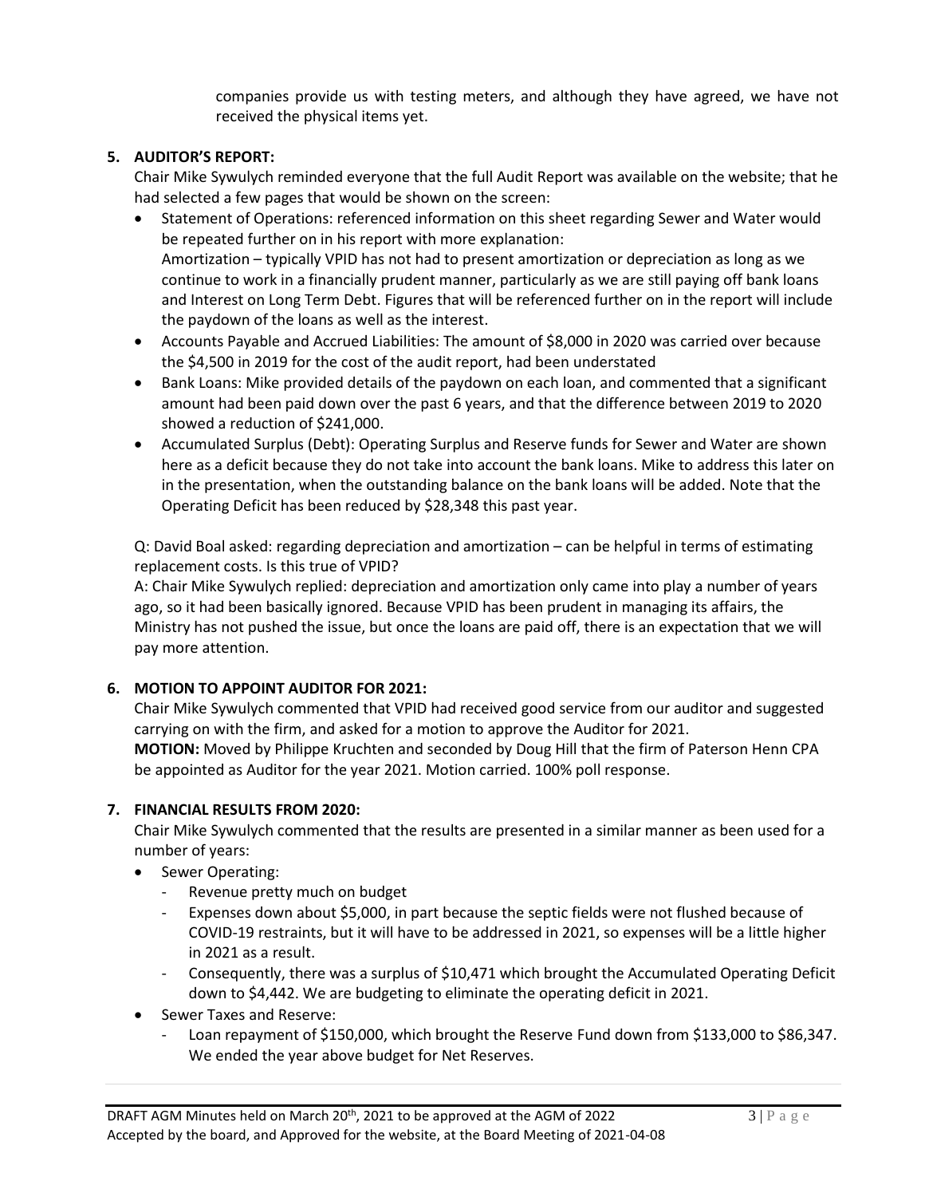companies provide us with testing meters, and although they have agreed, we have not received the physical items yet.

5. **AUDITOR'S REPORT:**

Chair Mike Sywulych reminded everyone that the full Audit Report was available on the website; that he had selected a few pages that would be shown on the screen:

- Statement of Operations: referenced information on this sheet regarding Sewer and Water would be repeated further on in his report with more explanation:
  Amortization – typically VPID has not had to present amortization or depreciation as long as we continue to work in a financially prudent manner, particularly as we are still paying off bank loans and Interest on Long Term Debt. Figures that will be referenced further on in the report will include the paydown of the loans as well as the interest.
- Accounts Payable and Accrued Liabilities: The amount of $8,000 in 2020 was carried over because the $4,500 in 2019 for the cost of the audit report, had been understated
- Bank Loans: Mike provided details of the paydown on each loan, and commented that a significant amount had been paid down over the past 6 years, and that the difference between 2019 to 2020 showed a reduction of $241,000.
- Accumulated Surplus (Debt): Operating Surplus and Reserve funds for Sewer and Water are shown here as a deficit because they do not take into account the bank loans. Mike to address this later on in the presentation, when the outstanding balance on the bank loans will be added. Note that the Operating Deficit has been reduced by $28,348 this past year.

Q: David Boal asked: regarding depreciation and amortization – can be helpful in terms of estimating replacement costs. Is this true of VPID?

A: Chair Mike Sywulych replied: depreciation and amortization only came into play a number of years ago, so it had been basically ignored. Because VPID has been prudent in managing its affairs, the Ministry has not pushed the issue, but once the loans are paid off, there is an expectation that we will pay more attention.

6. **MOTION TO APPOINT AUDITOR FOR 2021:**

Chair Mike Sywulych commented that VPID had received good service from our auditor and suggested carrying on with the firm, and asked for a motion to approve the Auditor for 2021.

**MOTION:** Moved by Philippe Kruchten and seconded by Doug Hill that the firm of Paterson Henn CPA be appointed as Auditor for the year 2021. Motion carried. 100% poll response.

7. **FINANCIAL RESULTS FROM 2020:**

Chair Mike Sywulych commented that the results are presented in a similar manner as been used for a number of years:

- Sewer Operating:
  - Revenue pretty much on budget
  - Expenses down about $5,000, in part because the septic fields were not flushed because of COVID-19 restraints, but it will have to be addressed in 2021, so expenses will be a little higher in 2021 as a result.
  - Consequently, there was a surplus of $10,471 which brought the Accumulated Operating Deficit down to $4,442. We are budgeting to eliminate the operating deficit in 2021.
- Sewer Taxes and Reserve:
  - Loan repayment of $150,000, which brought the Reserve Fund down from $133,000 to $86,347. We ended the year above budget for Net Reserves.

DRAFT AGM Minutes held on March 20th, 2021 to be approved at the AGM of 2022
Accepted by the board, and Approved for the website, at the Board Meeting of 2021-04-08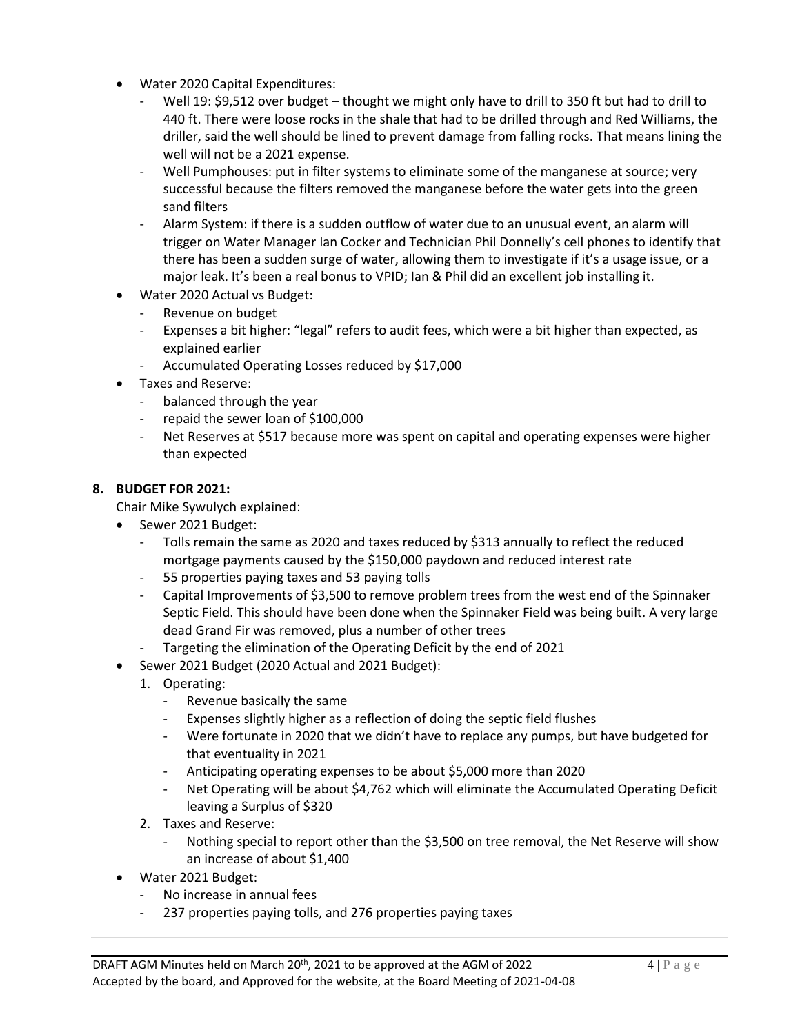- Water 2020 Capital Expenditures:
  - Well 19: $9,512 over budget – thought we might only have to drill to 350 ft but had to drill to 440 ft. There were loose rocks in the shale that had to be drilled through and Red Williams, the driller, said the well should be lined to prevent damage from falling rocks. That means lining the well will not be a 2021 expense.
  - Well Pumphouses: put in filter systems to eliminate some of the manganese at source; very successful because the filters removed the manganese before the water gets into the green sand filters
  - Alarm System: if there is a sudden outflow of water due to an unusual event, an alarm will trigger on Water Manager Ian Cocker and Technician Phil Donnelly's cell phones to identify that there has been a sudden surge of water, allowing them to investigate if it's a usage issue, or a major leak. It's been a real bonus to VPID; Ian & Phil did an excellent job installing it.
- Water 2020 Actual vs Budget:
  - Revenue on budget
  - Expenses a bit higher: "legal" refers to audit fees, which were a bit higher than expected, as explained earlier
  - Accumulated Operating Losses reduced by $17,000
- Taxes and Reserve:
  - balanced through the year
  - repaid the sewer loan of $100,000
  - Net Reserves at $517 because more was spent on capital and operating expenses were higher than expected

**8. BUDGET FOR 2021:**

Chair Mike Sywulych explained:

- Sewer 2021 Budget:
  - Tolls remain the same as 2020 and taxes reduced by $313 annually to reflect the reduced mortgage payments caused by the $150,000 paydown and reduced interest rate
  - 55 properties paying taxes and 53 paying tolls
  - Capital Improvements of $3,500 to remove problem trees from the west end of the Spinnaker Septic Field. This should have been done when the Spinnaker Field was being built. A very large dead Grand Fir was removed, plus a number of other trees
  - Targeting the elimination of the Operating Deficit by the end of 2021
- Sewer 2021 Budget (2020 Actual and 2021 Budget):
  1. Operating:
     - Revenue basically the same
     - Expenses slightly higher as a reflection of doing the septic field flushes
     - Were fortunate in 2020 that we didn't have to replace any pumps, but have budgeted for that eventuality in 2021
     - Anticipating operating expenses to be about $5,000 more than 2020
     - Net Operating will be about $4,762 which will eliminate the Accumulated Operating Deficit leaving a Surplus of $320
  2. Taxes and Reserve:
     - Nothing special to report other than the $3,500 on tree removal, the Net Reserve will show an increase of about $1,400
- Water 2021 Budget:
  - No increase in annual fees
  - 237 properties paying tolls, and 276 properties paying taxes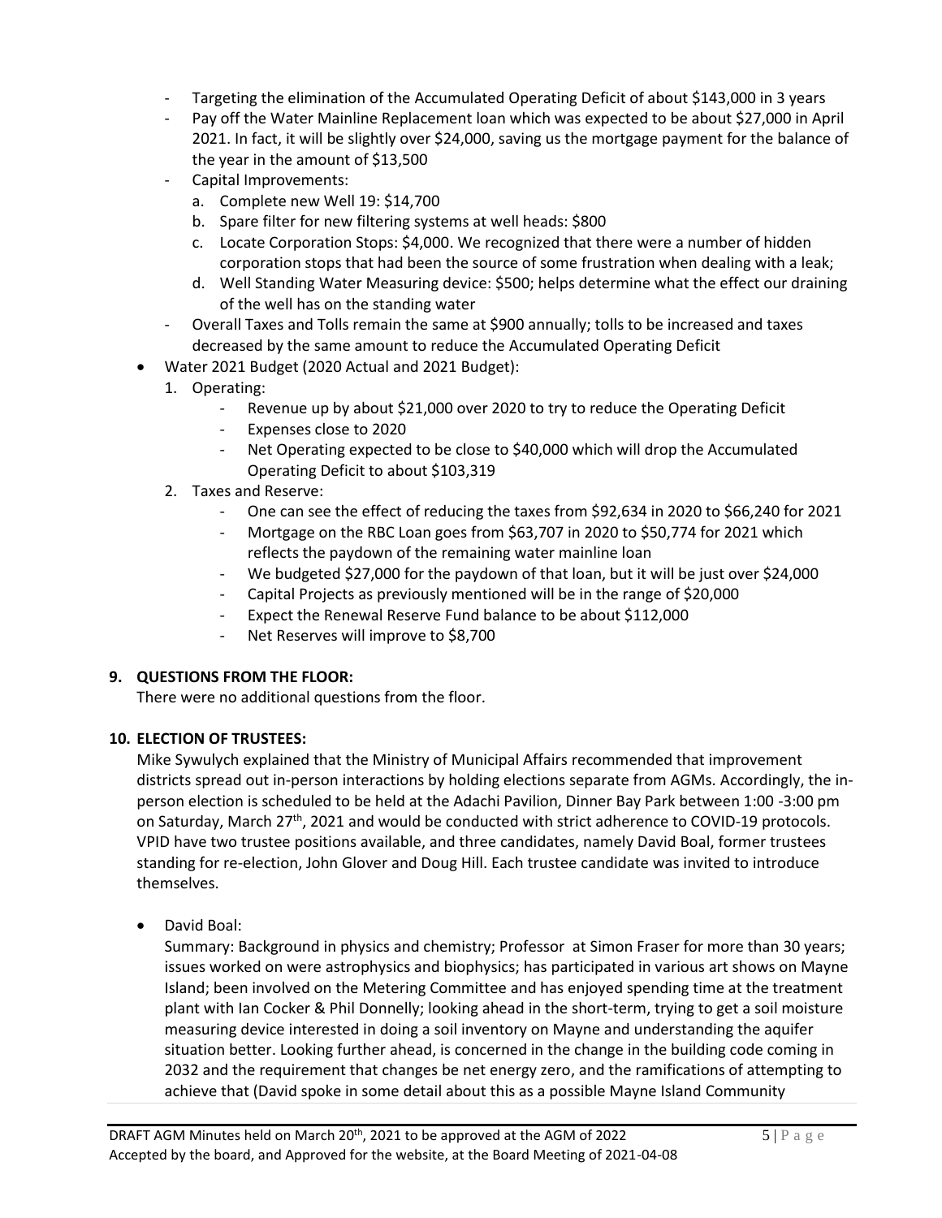- Targeting the elimination of the Accumulated Operating Deficit of about $143,000 in 3 years
- Pay off the Water Mainline Replacement loan which was expected to be about $27,000 in April 2021. In fact, it will be slightly over $24,000, saving us the mortgage payment for the balance of the year in the amount of $13,500
- Capital Improvements:
  a. Complete new Well 19: $14,700
  b. Spare filter for new filtering systems at well heads: $800
  c. Locate Corporation Stops: $4,000. We recognized that there were a number of hidden corporation stops that had been the source of some frustration when dealing with a leak;
  d. Well Standing Water Measuring device: $500; helps determine what the effect our draining of the well has on the standing water
- Overall Taxes and Tolls remain the same at $900 annually; tolls to be increased and taxes decreased by the same amount to reduce the Accumulated Operating Deficit

- Water 2021 Budget (2020 Actual and 2021 Budget):
  1. Operating:
     - Revenue up by about $21,000 over 2020 to try to reduce the Operating Deficit
     - Expenses close to 2020
     - Net Operating expected to be close to $40,000 which will drop the Accumulated Operating Deficit to about $103,319
  2. Taxes and Reserve:
     - One can see the effect of reducing the taxes from $92,634 in 2020 to $66,240 for 2021
     - Mortgage on the RBC Loan goes from $63,707 in 2020 to $50,774 for 2021 which reflects the paydown of the remaining water mainline loan
     - We budgeted $27,000 for the paydown of that loan, but it will be just over $24,000
     - Capital Projects as previously mentioned will be in the range of $20,000
     - Expect the Renewal Reserve Fund balance to be about $112,000
     - Net Reserves will improve to $8,700

**9. QUESTIONS FROM THE FLOOR:**

There were no additional questions from the floor.

**10. ELECTION OF TRUSTEES:**

Mike Sywulych explained that the Ministry of Municipal Affairs recommended that improvement districts spread out in-person interactions by holding elections separate from AGMs. Accordingly, the in-person election is scheduled to be held at the Adachi Pavilion, Dinner Bay Park between 1:00 -3:00 pm on Saturday, March 27th, 2021 and would be conducted with strict adherence to COVID-19 protocols. VPID have two trustee positions available, and three candidates, namely David Boal, former trustees standing for re-election, John Glover and Doug Hill. Each trustee candidate was invited to introduce themselves.

- David Boal:

  Summary: Background in physics and chemistry; Professor at Simon Fraser for more than 30 years; issues worked on were astrophysics and biophysics; has participated in various art shows on Mayne Island; been involved on the Metering Committee and has enjoyed spending time at the treatment plant with Ian Cocker & Phil Donnelly; looking ahead in the short-term, trying to get a soil moisture measuring device interested in doing a soil inventory on Mayne and understanding the aquifer situation better. Looking further ahead, is concerned in the change in the building code coming in 2032 and the requirement that changes be net energy zero, and the ramifications of attempting to achieve that (David spoke in some detail about this as a possible Mayne Island Community

DRAFT AGM Minutes held on March 20th, 2021 to be approved at the AGM of 2022
Accepted by the board, and Approved for the website, at the Board Meeting of 2021-04-08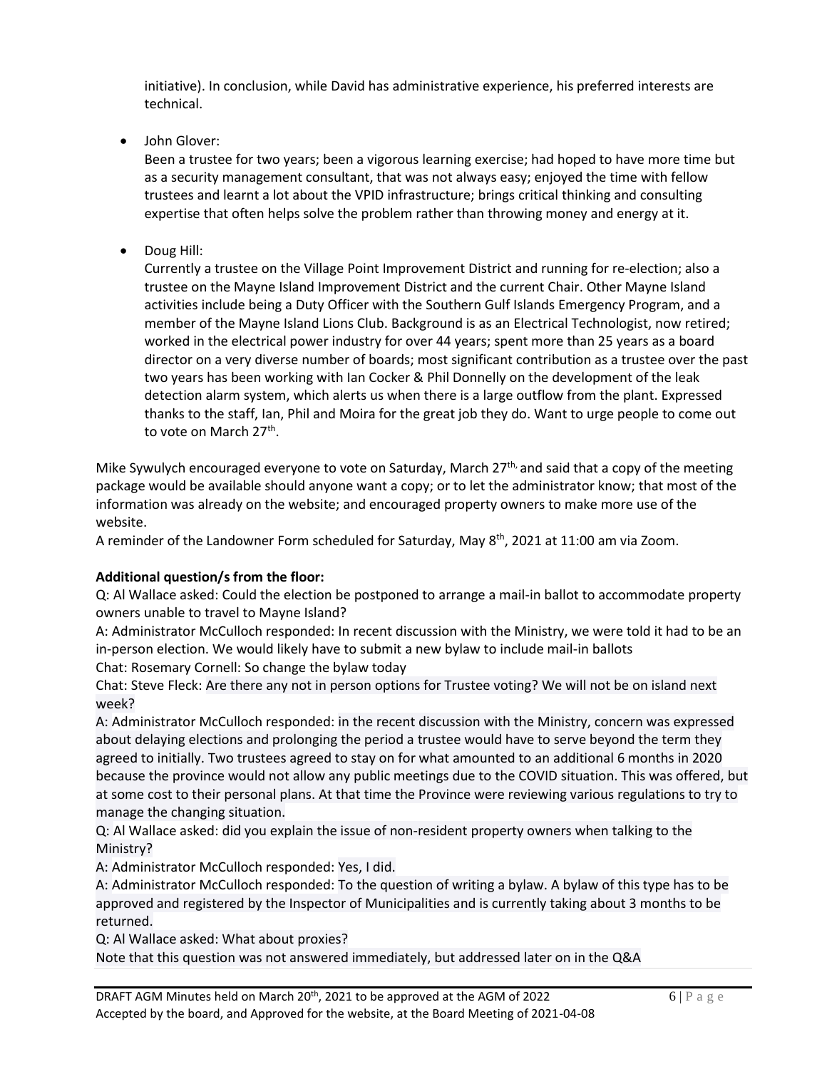initiative). In conclusion, while David has administrative experience, his preferred interests are technical.

- John Glover:
  Been a trustee for two years; been a vigorous learning exercise; had hoped to have more time but as a security management consultant, that was not always easy; enjoyed the time with fellow trustees and learnt a lot about the VPID infrastructure; brings critical thinking and consulting expertise that often helps solve the problem rather than throwing money and energy at it.

- Doug Hill:
  Currently a trustee on the Village Point Improvement District and running for re-election; also a trustee on the Mayne Island Improvement District and the current Chair. Other Mayne Island activities include being a Duty Officer with the Southern Gulf Islands Emergency Program, and a member of the Mayne Island Lions Club. Background is as an Electrical Technologist, now retired; worked in the electrical power industry for over 44 years; spent more than 25 years as a board director on a very diverse number of boards; most significant contribution as a trustee over the past two years has been working with Ian Cocker & Phil Donnelly on the development of the leak detection alarm system, which alerts us when there is a large outflow from the plant. Expressed thanks to the staff, Ian, Phil and Moira for the great job they do. Want to urge people to come out to vote on March 27th.

Mike Sywulych encouraged everyone to vote on Saturday, March 27th, and said that a copy of the meeting package would be available should anyone want a copy; or to let the administrator know; that most of the information was already on the website; and encouraged property owners to make more use of the website.
A reminder of the Landowner Form scheduled for Saturday, May 8th, 2021 at 11:00 am via Zoom.

**Additional question/s from the floor:**
Q: Al Wallace asked: Could the election be postponed to arrange a mail-in ballot to accommodate property owners unable to travel to Mayne Island?
A: Administrator McCulloch responded: In recent discussion with the Ministry, we were told it had to be an in-person election. We would likely have to submit a new bylaw to include mail-in ballots
Chat: Rosemary Cornell: So change the bylaw today
Chat: Steve Fleck: Are there any not in person options for Trustee voting? We will not be on island next week?
A: Administrator McCulloch responded: in the recent discussion with the Ministry, concern was expressed about delaying elections and prolonging the period a trustee would have to serve beyond the term they agreed to initially. Two trustees agreed to stay on for what amounted to an additional 6 months in 2020 because the province would not allow any public meetings due to the COVID situation. This was offered, but at some cost to their personal plans. At that time the Province were reviewing various regulations to try to manage the changing situation.
Q: Al Wallace asked: did you explain the issue of non-resident property owners when talking to the Ministry?
A: Administrator McCulloch responded: Yes, I did.
A: Administrator McCulloch responded: To the question of writing a bylaw. A bylaw of this type has to be approved and registered by the Inspector of Municipalities and is currently taking about 3 months to be returned.
Q: Al Wallace asked: What about proxies?
Note that this question was not answered immediately, but addressed later on in the Q&A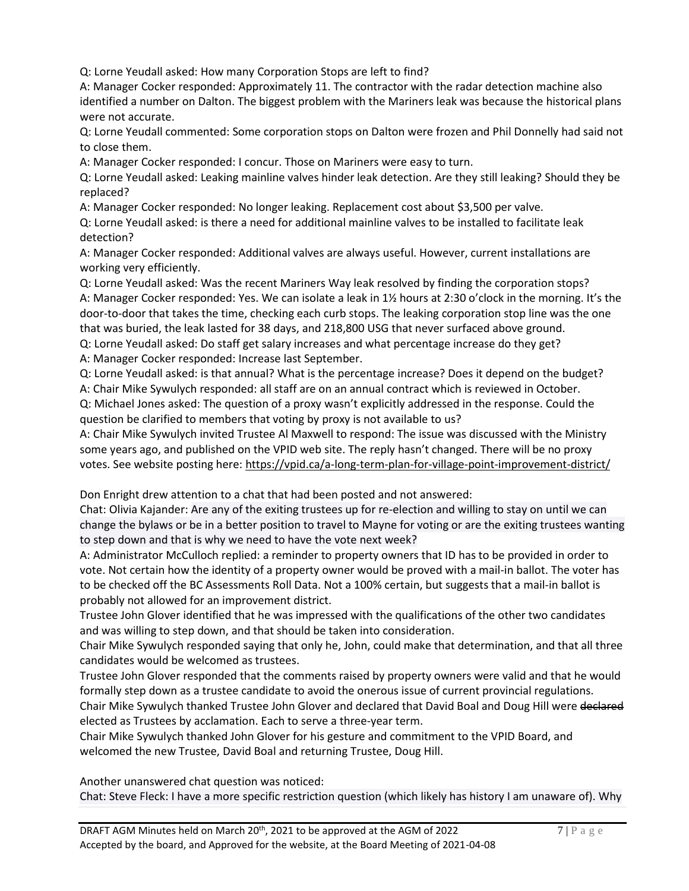Q: Lorne Yeudall asked: How many Corporation Stops are left to find?

A: Manager Cocker responded: Approximately 11. The contractor with the radar detection machine also identified a number on Dalton. The biggest problem with the Mariners leak was because the historical plans were not accurate.

Q: Lorne Yeudall commented: Some corporation stops on Dalton were frozen and Phil Donnelly had said not to close them.

A: Manager Cocker responded: I concur. Those on Mariners were easy to turn.

Q: Lorne Yeudall asked: Leaking mainline valves hinder leak detection. Are they still leaking? Should they be replaced?

A: Manager Cocker responded: No longer leaking. Replacement cost about $3,500 per valve.

Q: Lorne Yeudall asked: is there a need for additional mainline valves to be installed to facilitate leak detection?

A: Manager Cocker responded: Additional valves are always useful. However, current installations are working very efficiently.

Q: Lorne Yeudall asked: Was the recent Mariners Way leak resolved by finding the corporation stops?

A: Manager Cocker responded: Yes. We can isolate a leak in 1½ hours at 2:30 o'clock in the morning. It's the door-to-door that takes the time, checking each curb stops. The leaking corporation stop line was the one that was buried, the leak lasted for 38 days, and 218,800 USG that never surfaced above ground.

Q: Lorne Yeudall asked: Do staff get salary increases and what percentage increase do they get?

A: Manager Cocker responded: Increase last September.

Q: Lorne Yeudall asked: is that annual? What is the percentage increase? Does it depend on the budget?

A: Chair Mike Sywulych responded: all staff are on an annual contract which is reviewed in October.

Q: Michael Jones asked: The question of a proxy wasn't explicitly addressed in the response. Could the question be clarified to members that voting by proxy is not available to us?

A: Chair Mike Sywulych invited Trustee Al Maxwell to respond: The issue was discussed with the Ministry some years ago, and published on the VPID web site. The reply hasn't changed. There will be no proxy votes. See website posting here: https://vpid.ca/a-long-term-plan-for-village-point-improvement-district/

Don Enright drew attention to a chat that had been posted and not answered:

Chat: Olivia Kajander: Are any of the exiting trustees up for re-election and willing to stay on until we can change the bylaws or be in a better position to travel to Mayne for voting or are the exiting trustees wanting to step down and that is why we need to have the vote next week?

A: Administrator McCulloch replied: a reminder to property owners that ID has to be provided in order to vote. Not certain how the identity of a property owner would be proved with a mail-in ballot. The voter has to be checked off the BC Assessments Roll Data. Not a 100% certain, but suggests that a mail-in ballot is probably not allowed for an improvement district.

Trustee John Glover identified that he was impressed with the qualifications of the other two candidates and was willing to step down, and that should be taken into consideration.

Chair Mike Sywulych responded saying that only he, John, could make that determination, and that all three candidates would be welcomed as trustees.

Trustee John Glover responded that the comments raised by property owners were valid and that he would formally step down as a trustee candidate to avoid the onerous issue of current provincial regulations.

Chair Mike Sywulych thanked Trustee John Glover and declared that David Boal and Doug Hill were ~~declared~~ elected as Trustees by acclamation. Each to serve a three-year term.

Chair Mike Sywulych thanked John Glover for his gesture and commitment to the VPID Board, and welcomed the new Trustee, David Boal and returning Trustee, Doug Hill.

Another unanswered chat question was noticed:

Chat: Steve Fleck: I have a more specific restriction question (which likely has history I am unaware of). Why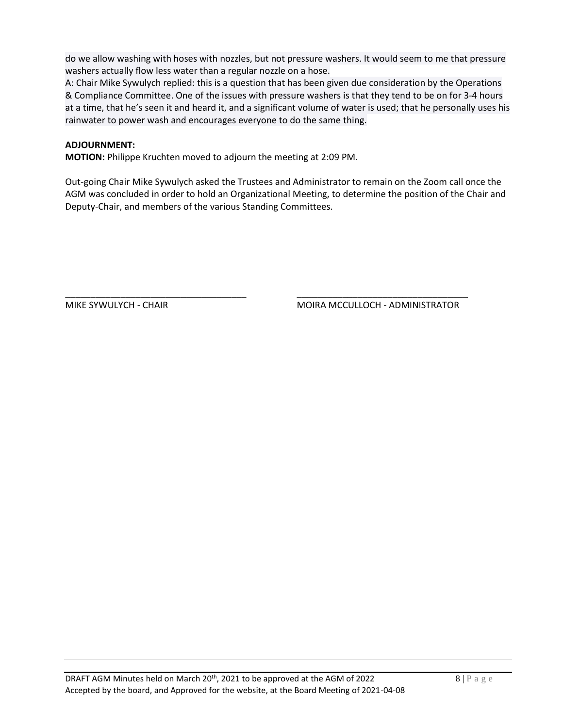do we allow washing with hoses with nozzles, but not pressure washers. It would seem to me that pressure washers actually flow less water than a regular nozzle on a hose.

A: Chair Mike Sywulych replied: this is a question that has been given due consideration by the Operations & Compliance Committee. One of the issues with pressure washers is that they tend to be on for 3-4 hours at a time, that he's seen it and heard it, and a significant volume of water is used; that he personally uses his rainwater to power wash and encourages everyone to do the same thing.

**ADJOURNMENT:**

**MOTION:** Philippe Kruchten moved to adjourn the meeting at 2:09 PM.

Out-going Chair Mike Sywulych asked the Trustees and Administrator to remain on the Zoom call once the AGM was concluded in order to hold an Organizational Meeting, to determine the position of the Chair and Deputy-Chair, and members of the various Standing Committees.

\_\_\_\_\_\_\_\_\_\_\_\_\_\_\_\_\_\_\_\_\_\_\_\_\_\_\_\_\_\_\_\_\_\_\_\_\_\_
MIKE SYWULYCH - CHAIR

\_\_\_\_\_\_\_\_\_\_\_\_\_\_\_\_\_\_\_\_\_\_\_\_\_\_\_\_\_\_\_\_\_\_\_\_\_\_
MOIRA MCCULLOCH - ADMINISTRATOR

DRAFT AGM Minutes held on March 20th, 2021 to be approved at the AGM of 2022
Accepted by the board, and Approved for the website, at the Board Meeting of 2021-04-08